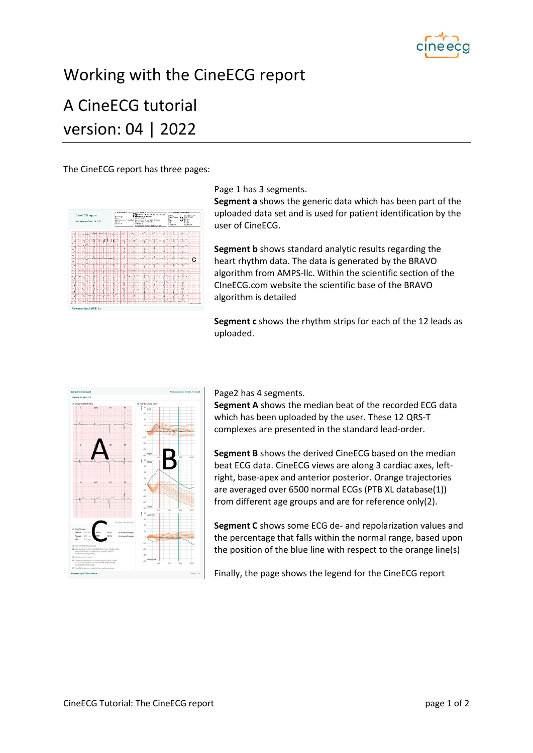# Working with the CineECG report

## A CineECG tutorial
## version: 04 | 2022

The CineECG report has three pages:

Page 1 has 3 segments.
**Segment a** shows the generic data which has been part of the uploaded data set and is used for patient identification by the user of CineECG.

**Segment b** shows standard analytic results regarding the heart rhythm data. The data is generated by the BRAVO algorithm from AMPS-llc. Within the scientific section of the CIneECG.com website the scientific base of the BRAVO algorithm is detailed

**Segment c** shows the rhythm strips for each of the 12 leads as uploaded.

Page2 has 4 segments.
**Segment A** shows the median beat of the recorded ECG data which has been uploaded by the user. These 12 QRS-T complexes are presented in the standard lead-order.

**Segment B** shows the derived CineECG based on the median beat ECG data. CineECG views are along 3 cardiac axes, left-right, base-apex and anterior posterior. Orange trajectories are averaged over 6500 normal ECGs (PTB XL database(1)) from different age groups and are for reference only(2).

**Segment C** shows some ECG de- and repolarization values and the percentage that falls within the normal range, based upon the position of the blue line with respect to the orange line(s)

Finally, the page shows the legend for the CineECG report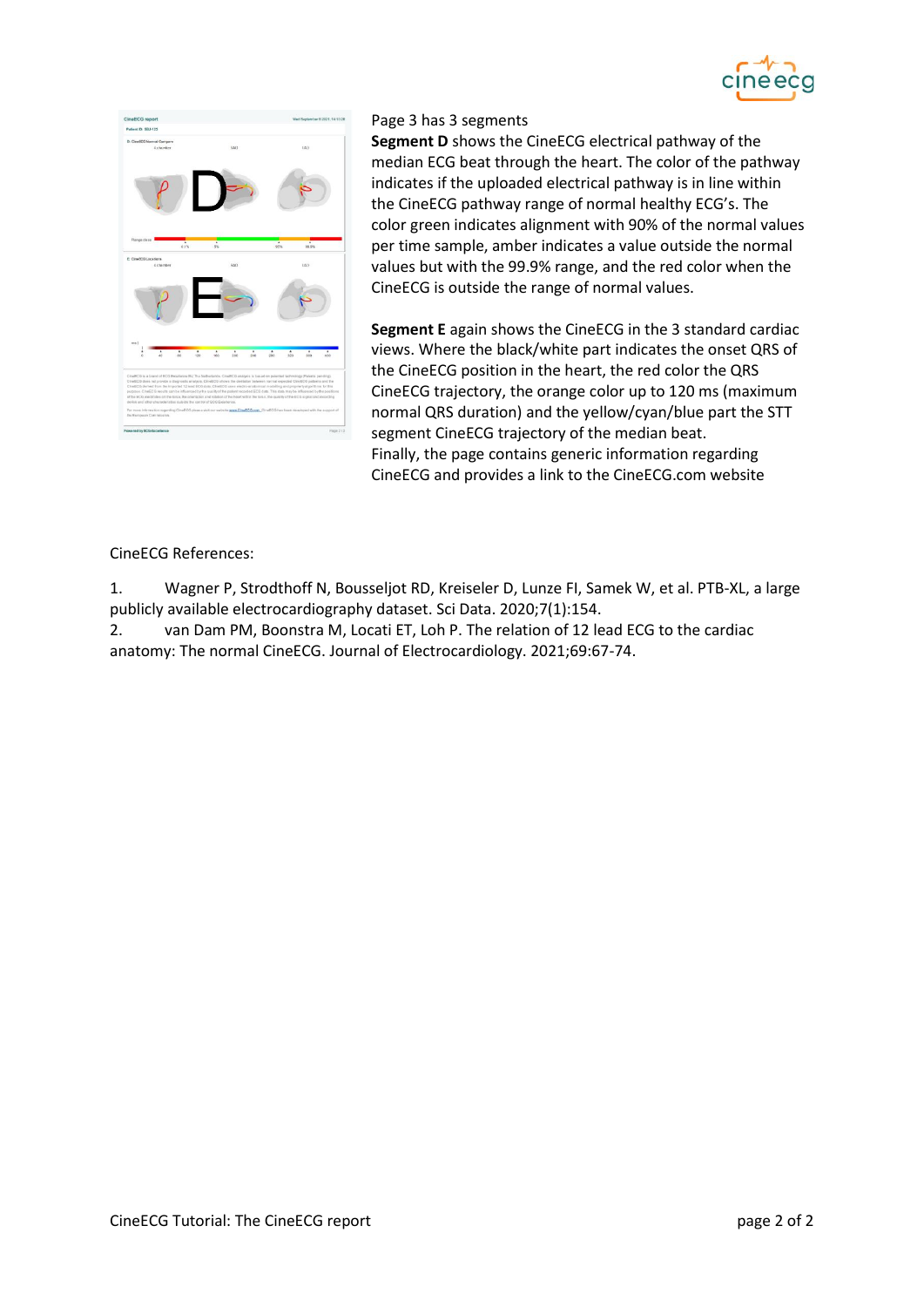Page 3 has 3 segments

**Segment D** shows the CineECG electrical pathway of the median ECG beat through the heart. The color of the pathway indicates if the uploaded electrical pathway is in line within the CineECG pathway range of normal healthy ECG's. The color green indicates alignment with 90% of the normal values per time sample, amber indicates a value outside the normal values but with the 99.9% range, and the red color when the CineECG is outside the range of normal values.

**Segment E** again shows the CineECG in the 3 standard cardiac views. Where the black/white part indicates the onset QRS of the CineECG position in the heart, the red color the QRS CineECG trajectory, the orange color up to 120 ms (maximum normal QRS duration) and the yellow/cyan/blue part the STT segment CineECG trajectory of the median beat.
Finally, the page contains generic information regarding CineECG and provides a link to the CineECG.com website

CineECG References:

1. Wagner P, Strodthoff N, Bousseljot RD, Kreiseler D, Lunze FI, Samek W, et al. PTB-XL, a large publicly available electrocardiography dataset. Sci Data. 2020;7(1):154.
2. van Dam PM, Boonstra M, Locati ET, Loh P. The relation of 12 lead ECG to the cardiac anatomy: The normal CineECG. Journal of Electrocardiology. 2021;69:67-74.